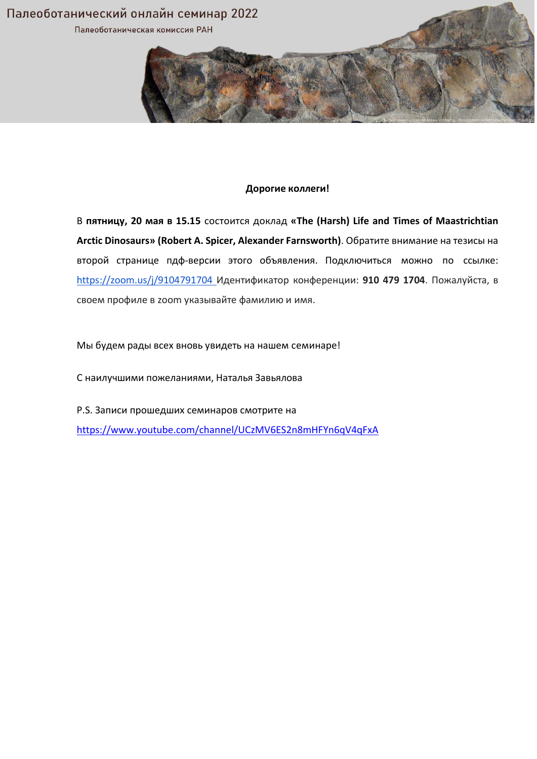Палеоботанический онлайн семинар 2022

Палеоботаническая комиссия РАН

**Дорогие коллеги!**

В **пятницу, 20 мая в 15.15** состоится доклад **«The (Harsh) Life and Times of Maastrichtian Arctic Dinosaurs» (Robert A. Spicer, Alexander Farnsworth)**. Обратите внимание на тезисы на второй странице пдф-версии этого объявления. Подключиться можно по ссылке: https://zoom.us/j/9104791704 Идентификатор конференции: **910 479 1704**. Пожалуйста, в своем профиле в zoom указывайте фамилию и имя.

Мы будем рады всех вновь увидеть на нашем семинаре!

С наилучшими пожеланиями, Наталья Завьялова

P.S. Записи прошедших семинаров смотрите на https://www.youtube.com/channel/UCzMV6ES2n8mHFYn6qV4qFxA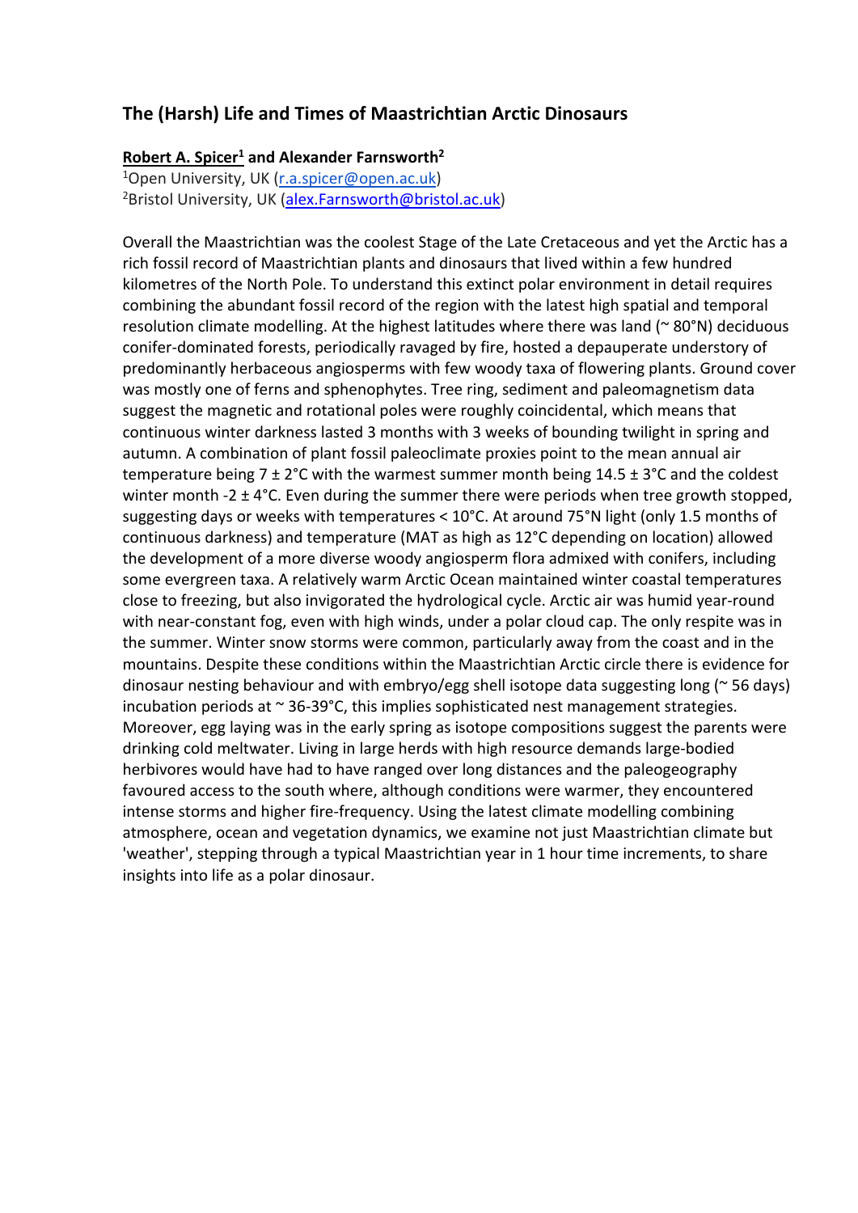## The (Harsh) Life and Times of Maastrichtian Arctic Dinosaurs

**Robert A. Spicer[1] and Alexander Farnsworth[2]**

[1]Open University, UK (r.a.spicer@open.ac.uk)
[2]Bristol University, UK (alex.Farnsworth@bristol.ac.uk)

Overall the Maastrichtian was the coolest Stage of the Late Cretaceous and yet the Arctic has a rich fossil record of Maastrichtian plants and dinosaurs that lived within a few hundred kilometres of the North Pole. To understand this extinct polar environment in detail requires combining the abundant fossil record of the region with the latest high spatial and temporal resolution climate modelling. At the highest latitudes where there was land (~ 80°N) deciduous conifer-dominated forests, periodically ravaged by fire, hosted a depauperate understory of predominantly herbaceous angiosperms with few woody taxa of flowering plants. Ground cover was mostly one of ferns and sphenophytes. Tree ring, sediment and paleomagnetism data suggest the magnetic and rotational poles were roughly coincidental, which means that continuous winter darkness lasted 3 months with 3 weeks of bounding twilight in spring and autumn. A combination of plant fossil paleoclimate proxies point to the mean annual air temperature being 7 ± 2°C with the warmest summer month being 14.5 ± 3°C and the coldest winter month -2 ± 4°C. Even during the summer there were periods when tree growth stopped, suggesting days or weeks with temperatures < 10°C. At around 75°N light (only 1.5 months of continuous darkness) and temperature (MAT as high as 12°C depending on location) allowed the development of a more diverse woody angiosperm flora admixed with conifers, including some evergreen taxa. A relatively warm Arctic Ocean maintained winter coastal temperatures close to freezing, but also invigorated the hydrological cycle. Arctic air was humid year-round with near-constant fog, even with high winds, under a polar cloud cap. The only respite was in the summer. Winter snow storms were common, particularly away from the coast and in the mountains. Despite these conditions within the Maastrichtian Arctic circle there is evidence for dinosaur nesting behaviour and with embryo/egg shell isotope data suggesting long (~ 56 days) incubation periods at ~ 36-39°C, this implies sophisticated nest management strategies. Moreover, egg laying was in the early spring as isotope compositions suggest the parents were drinking cold meltwater. Living in large herds with high resource demands large-bodied herbivores would have had to have ranged over long distances and the paleogeography favoured access to the south where, although conditions were warmer, they encountered intense storms and higher fire-frequency. Using the latest climate modelling combining atmosphere, ocean and vegetation dynamics, we examine not just Maastrichtian climate but 'weather', stepping through a typical Maastrichtian year in 1 hour time increments, to share insights into life as a polar dinosaur.